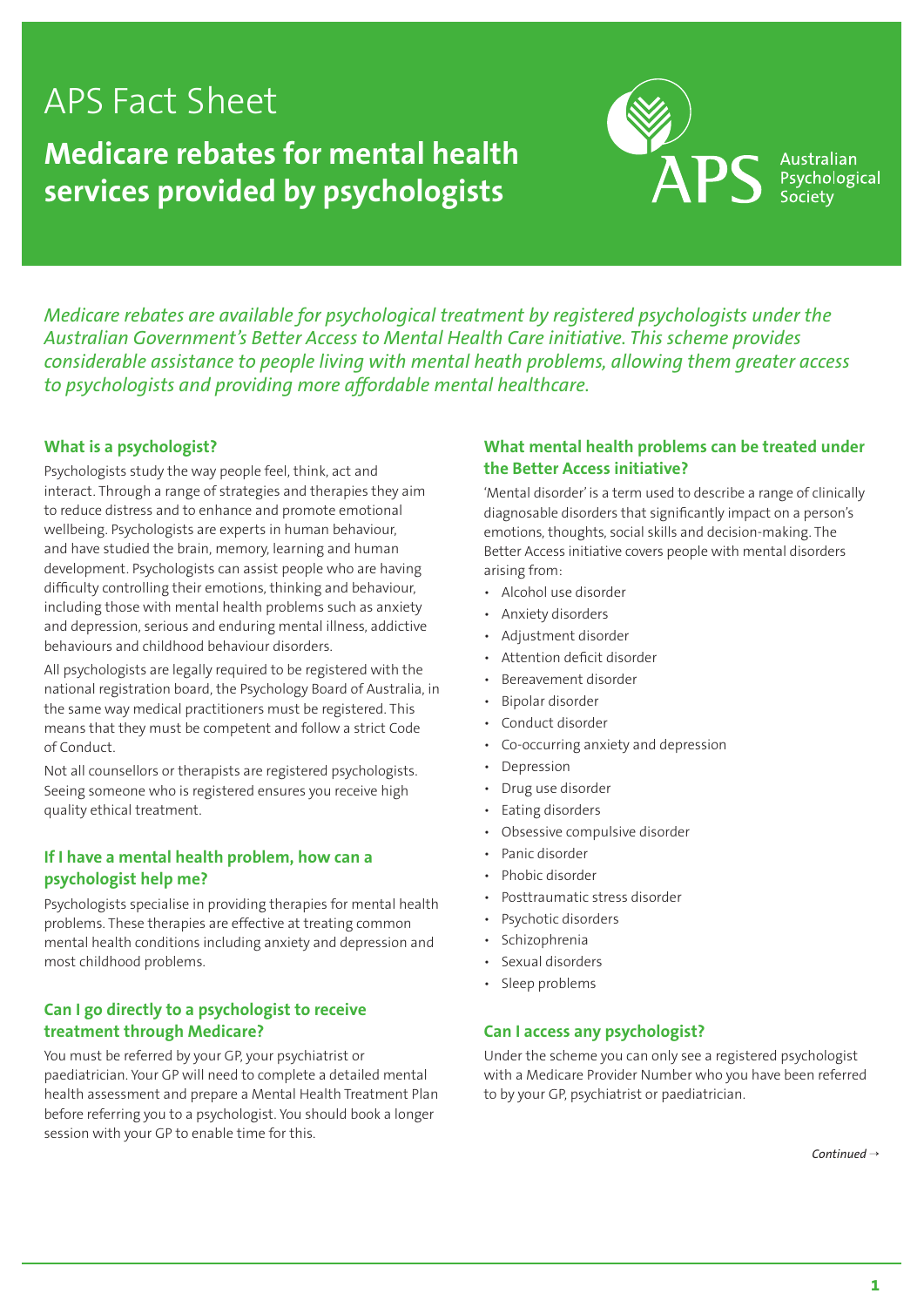# APS Fact Sheet

## Medicare rebates for mental health services provided by psychologists

Australian Psychological Society

*Medicare rebates are available for psychological treatment by registered psychologists under the Australian Government's Better Access to Mental Health Care initiative. This scheme provides considerable assistance to people living with mental heath problems, allowing them greater access to psychologists and providing more affordable mental healthcare.*

### What is a psychologist?

Psychologists study the way people feel, think, act and interact. Through a range of strategies and therapies they aim to reduce distress and to enhance and promote emotional wellbeing. Psychologists are experts in human behaviour, and have studied the brain, memory, learning and human development. Psychologists can assist people who are having difficulty controlling their emotions, thinking and behaviour, including those with mental health problems such as anxiety and depression, serious and enduring mental illness, addictive behaviours and childhood behaviour disorders.

All psychologists are legally required to be registered with the national registration board, the Psychology Board of Australia, in the same way medical practitioners must be registered. This means that they must be competent and follow a strict Code of Conduct.

Not all counsellors or therapists are registered psychologists. Seeing someone who is registered ensures you receive high quality ethical treatment.

### If I have a mental health problem, how can a psychologist help me?

Psychologists specialise in providing therapies for mental health problems. These therapies are effective at treating common mental health conditions including anxiety and depression and most childhood problems.

### Can I go directly to a psychologist to receive treatment through Medicare?

You must be referred by your GP, your psychiatrist or paediatrician. Your GP will need to complete a detailed mental health assessment and prepare a Mental Health Treatment Plan before referring you to a psychologist. You should book a longer session with your GP to enable time for this.

### What mental health problems can be treated under the Better Access initiative?

'Mental disorder' is a term used to describe a range of clinically diagnosable disorders that significantly impact on a person's emotions, thoughts, social skills and decision-making. The Better Access initiative covers people with mental disorders arising from:

- Alcohol use disorder
- Anxiety disorders
- Adjustment disorder
- Attention deficit disorder
- Bereavement disorder
- Bipolar disorder
- Conduct disorder
- Co-occurring anxiety and depression
- Depression
- Drug use disorder
- Eating disorders
- Obsessive compulsive disorder
- Panic disorder
- Phobic disorder
- Posttraumatic stress disorder
- Psychotic disorders
- Schizophrenia
- Sexual disorders
- Sleep problems

### Can I access any psychologist?

Under the scheme you can only see a registered psychologist with a Medicare Provider Number who you have been referred to by your GP, psychiatrist or paediatrician.

*Continued →*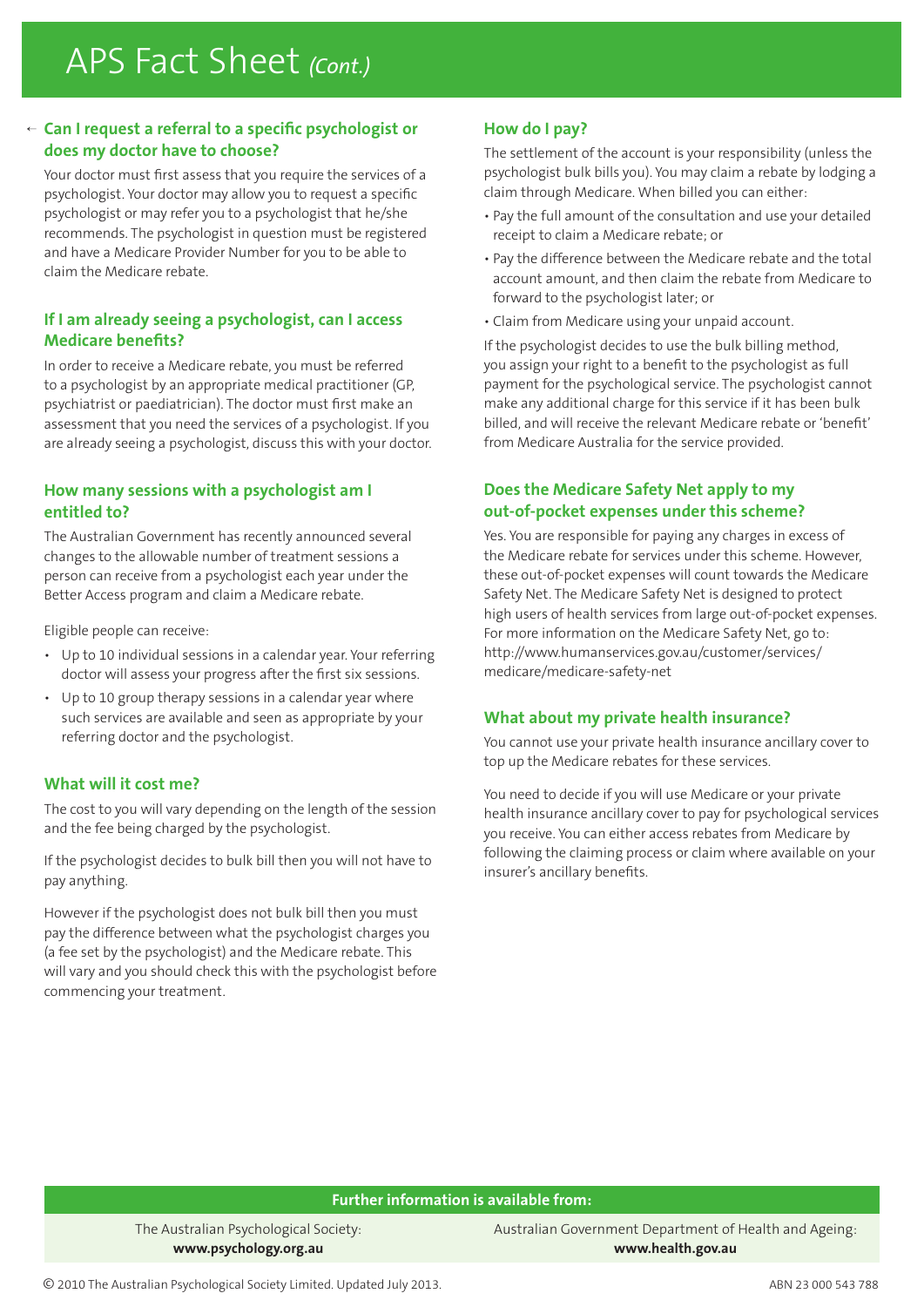# APS Fact Sheet *(Cont.)*

### Can I request a referral to a specific psychologist or does my doctor have to choose?

Your doctor must first assess that you require the services of a psychologist. Your doctor may allow you to request a specific psychologist or may refer you to a psychologist that he/she recommends. The psychologist in question must be registered and have a Medicare Provider Number for you to be able to claim the Medicare rebate.

### If I am already seeing a psychologist, can I access Medicare benefits?

In order to receive a Medicare rebate, you must be referred to a psychologist by an appropriate medical practitioner (GP, psychiatrist or paediatrician). The doctor must first make an assessment that you need the services of a psychologist. If you are already seeing a psychologist, discuss this with your doctor.

### How many sessions with a psychologist am I entitled to?

The Australian Government has recently announced several changes to the allowable number of treatment sessions a person can receive from a psychologist each year under the Better Access program and claim a Medicare rebate.

Eligible people can receive:

- Up to 10 individual sessions in a calendar year. Your referring doctor will assess your progress after the first six sessions.
- Up to 10 group therapy sessions in a calendar year where such services are available and seen as appropriate by your referring doctor and the psychologist.

### What will it cost me?

The cost to you will vary depending on the length of the session and the fee being charged by the psychologist.

If the psychologist decides to bulk bill then you will not have to pay anything.

However if the psychologist does not bulk bill then you must pay the difference between what the psychologist charges you (a fee set by the psychologist) and the Medicare rebate. This will vary and you should check this with the psychologist before commencing your treatment.

### How do I pay?

The settlement of the account is your responsibility (unless the psychologist bulk bills you). You may claim a rebate by lodging a claim through Medicare. When billed you can either:

- Pay the full amount of the consultation and use your detailed receipt to claim a Medicare rebate; or
- Pay the difference between the Medicare rebate and the total account amount, and then claim the rebate from Medicare to forward to the psychologist later; or
- Claim from Medicare using your unpaid account.

If the psychologist decides to use the bulk billing method, you assign your right to a benefit to the psychologist as full payment for the psychological service. The psychologist cannot make any additional charge for this service if it has been bulk billed, and will receive the relevant Medicare rebate or 'benefit' from Medicare Australia for the service provided.

### Does the Medicare Safety Net apply to my out-of-pocket expenses under this scheme?

Yes. You are responsible for paying any charges in excess of the Medicare rebate for services under this scheme. However, these out-of-pocket expenses will count towards the Medicare Safety Net. The Medicare Safety Net is designed to protect high users of health services from large out-of-pocket expenses. For more information on the Medicare Safety Net, go to: http://www.humanservices.gov.au/customer/services/medicare/medicare-safety-net

### What about my private health insurance?

You cannot use your private health insurance ancillary cover to top up the Medicare rebates for these services.

You need to decide if you will use Medicare or your private health insurance ancillary cover to pay for psychological services you receive. You can either access rebates from Medicare by following the claiming process or claim where available on your insurer's ancillary benefits.

**Further information is available from:**

The Australian Psychological Society:
**www.psychology.org.au**

Australian Government Department of Health and Ageing:
**www.health.gov.au**

© 2010 The Australian Psychological Society Limited. Updated July 2013.

ABN 23 000 543 788